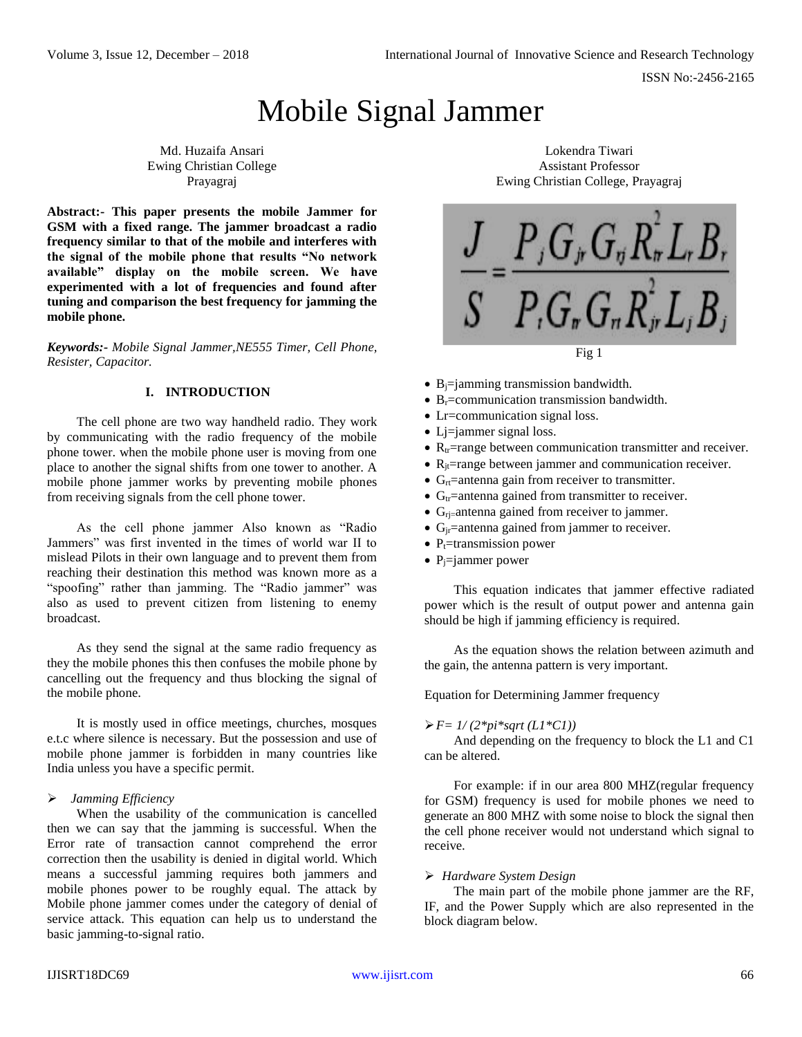# Mobile Signal Jammer

Md. Huzaifa Ansari
Ewing Christian College
Prayagraj

Lokendra Tiwari
Assistant Professor
Ewing Christian College, Prayagraj

**Abstract:- This paper presents the mobile Jammer for GSM with a fixed range. The jammer broadcast a radio frequency similar to that of the mobile and interferes with the signal of the mobile phone that results "No network available" display on the mobile screen. We have experimented with a lot of frequencies and found after tuning and comparison the best frequency for jamming the mobile phone.**

***Keywords:-*** *Mobile Signal Jammer,NE555 Timer, Cell Phone, Resister, Capacitor.*

## I. INTRODUCTION

The cell phone are two way handheld radio. They work by communicating with the radio frequency of the mobile phone tower. when the mobile phone user is moving from one place to another the signal shifts from one tower to another. A mobile phone jammer works by preventing mobile phones from receiving signals from the cell phone tower.

As the cell phone jammer Also known as "Radio Jammers" was first invented in the times of world war II to mislead Pilots in their own language and to prevent them from reaching their destination this method was known more as a "spoofing" rather than jamming. The "Radio jammer" was also as used to prevent citizen from listening to enemy broadcast.

As they send the signal at the same radio frequency as they the mobile phones this then confuses the mobile phone by cancelling out the frequency and thus blocking the signal of the mobile phone.

It is mostly used in office meetings, churches, mosques e.t.c where silence is necessary. But the possession and use of mobile phone jammer is forbidden in many countries like India unless you have a specific permit.

➢ *Jamming Efficiency*

When the usability of the communication is cancelled then we can say that the jamming is successful. When the Error rate of transaction cannot comprehend the error correction then the usability is denied in digital world. Which means a successful jamming requires both jammers and mobile phones power to be roughly equal. The attack by Mobile phone jammer comes under the category of denial of service attack. This equation can help us to understand the basic jamming-to-signal ratio.

$$\frac{J}{S} = \frac{P_j G_{jr} G_{rj} R_{tr}^2 L_r B_r}{P_t G_{tr} G_{rt} R_{jr}^2 L_j B_j}$$

Fig 1

- $B_j$=jamming transmission bandwidth.
- $B_r$=communication transmission bandwidth.
- Lr=communication signal loss.
- Lj=jammer signal loss.
- $R_{tr}$=range between communication transmitter and receiver.
- $R_{jt}$=range between jammer and communication receiver.
- $G_{rt}$=antenna gain from receiver to transmitter.
- $G_{tr}$=antenna gained from transmitter to receiver.
- $G_{rj}$=antenna gained from receiver to jammer.
- $G_{jr}$=antenna gained from jammer to receiver.
- $P_t$=transmission power
- $P_j$=jammer power

This equation indicates that jammer effective radiated power which is the result of output power and antenna gain should be high if jamming efficiency is required.

As the equation shows the relation between azimuth and the gain, the antenna pattern is very important.

Equation for Determining Jammer frequency

➢ *F= 1/ (2*pi*sqrt (L1*C1))*

And depending on the frequency to block the L1 and C1 can be altered.

For example: if in our area 800 MHZ(regular frequency for GSM) frequency is used for mobile phones we need to generate an 800 MHZ with some noise to block the signal then the cell phone receiver would not understand which signal to receive.

➢ *Hardware System Design*

The main part of the mobile phone jammer are the RF, IF, and the Power Supply which are also represented in the block diagram below.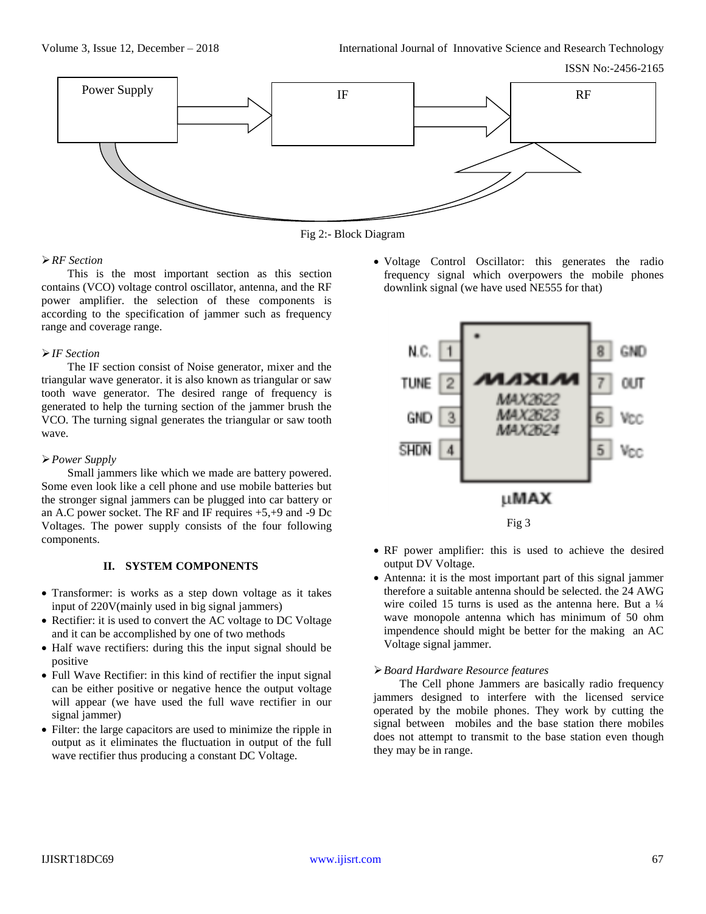Fig 2:- Block Diagram

➢ *RF Section*

This is the most important section as this section contains (VCO) voltage control oscillator, antenna, and the RF power amplifier. the selection of these components is according to the specification of jammer such as frequency range and coverage range.

➢ *IF Section*

The IF section consist of Noise generator, mixer and the triangular wave generator. it is also known as triangular or saw tooth wave generator. The desired range of frequency is generated to help the turning section of the jammer brush the VCO. The turning signal generates the triangular or saw tooth wave.

➢ *Power Supply*

Small jammers like which we made are battery powered. Some even look like a cell phone and use mobile batteries but the stronger signal jammers can be plugged into car battery or an A.C power socket. The RF and IF requires +5,+9 and -9 Dc Voltages. The power supply consists of the four following components.

## II. SYSTEM COMPONENTS

- Transformer: is works as a step down voltage as it takes input of 220V(mainly used in big signal jammers)
- Rectifier: it is used to convert the AC voltage to DC Voltage and it can be accomplished by one of two methods
- Half wave rectifiers: during this the input signal should be positive
- Full Wave Rectifier: in this kind of rectifier the input signal can be either positive or negative hence the output voltage will appear (we have used the full wave rectifier in our signal jammer)
- Filter: the large capacitors are used to minimize the ripple in output as it eliminates the fluctuation in output of the full wave rectifier thus producing a constant DC Voltage.
- Voltage Control Oscillator: this generates the radio frequency signal which overpowers the mobile phones downlink signal (we have used NE555 for that)

Fig 3

- RF power amplifier: this is used to achieve the desired output DV Voltage.
- Antenna: it is the most important part of this signal jammer therefore a suitable antenna should be selected. the 24 AWG wire coiled 15 turns is used as the antenna here. But a ¼ wave monopole antenna which has minimum of 50 ohm impendence should might be better for the making an AC Voltage signal jammer.

➢ *Board Hardware Resource features*

The Cell phone Jammers are basically radio frequency jammers designed to interfere with the licensed service operated by the mobile phones. They work by cutting the signal between mobiles and the base station there mobiles does not attempt to transmit to the base station even though they may be in range.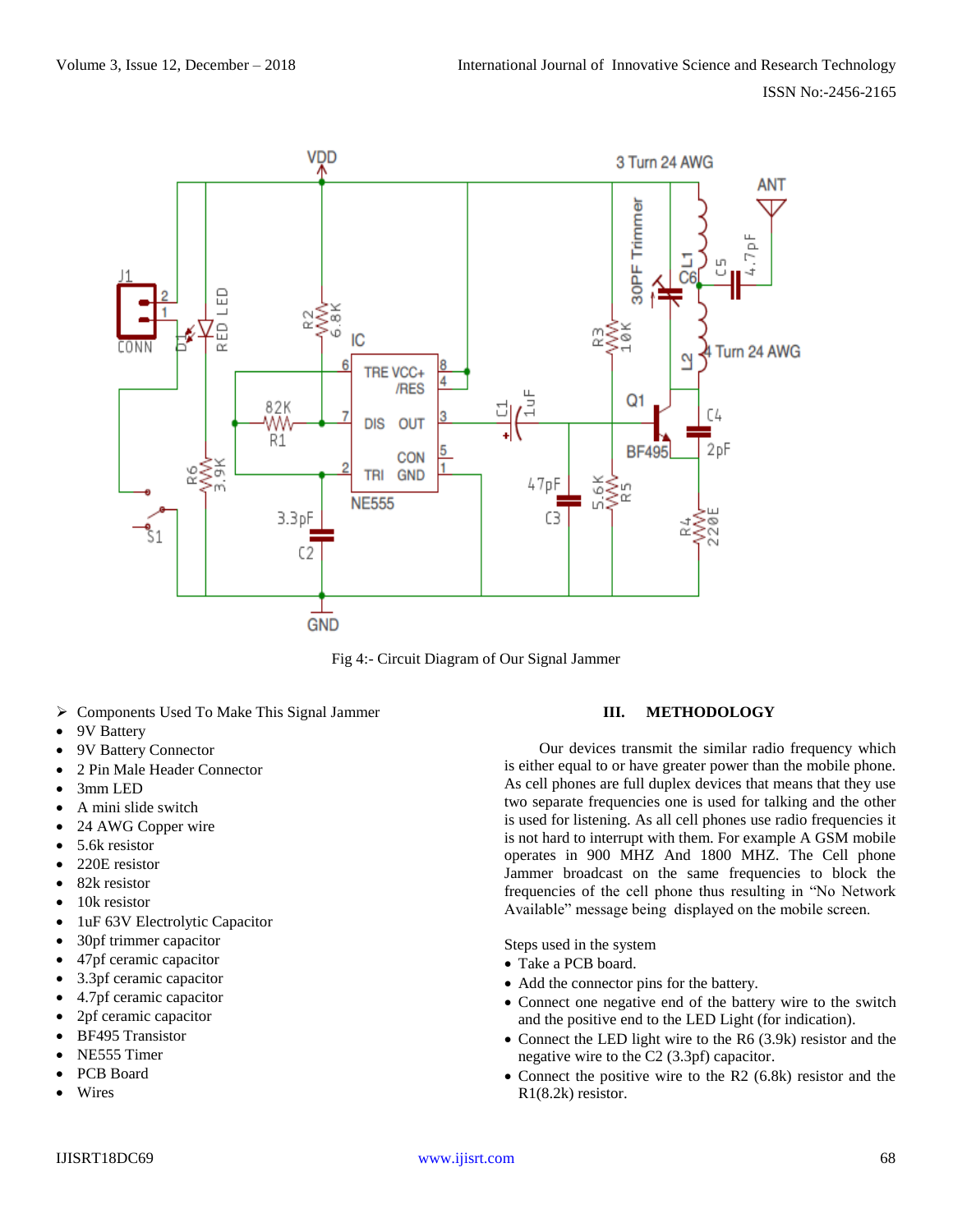Fig 4:- Circuit Diagram of Our Signal Jammer

- Components Used To Make This Signal Jammer
- 9V Battery
- 9V Battery Connector
- 2 Pin Male Header Connector
- 3mm LED
- A mini slide switch
- 24 AWG Copper wire
- 5.6k resistor
- 220E resistor
- 82k resistor
- 10k resistor
- 1uF 63V Electrolytic Capacitor
- 30pf trimmer capacitor
- 47pf ceramic capacitor
- 3.3pf ceramic capacitor
- 4.7pf ceramic capacitor
- 2pf ceramic capacitor
- BF495 Transistor
- NE555 Timer
- PCB Board
- Wires

## III. METHODOLOGY

Our devices transmit the similar radio frequency which is either equal to or have greater power than the mobile phone. As cell phones are full duplex devices that means that they use two separate frequencies one is used for talking and the other is used for listening. As all cell phones use radio frequencies it is not hard to interrupt with them. For example A GSM mobile operates in 900 MHZ And 1800 MHZ. The Cell phone Jammer broadcast on the same frequencies to block the frequencies of the cell phone thus resulting in "No Network Available" message being displayed on the mobile screen.

Steps used in the system

- Take a PCB board.
- Add the connector pins for the battery.
- Connect one negative end of the battery wire to the switch and the positive end to the LED Light (for indication).
- Connect the LED light wire to the R6 (3.9k) resistor and the negative wire to the C2 (3.3pf) capacitor.
- Connect the positive wire to the R2 (6.8k) resistor and the R1(8.2k) resistor.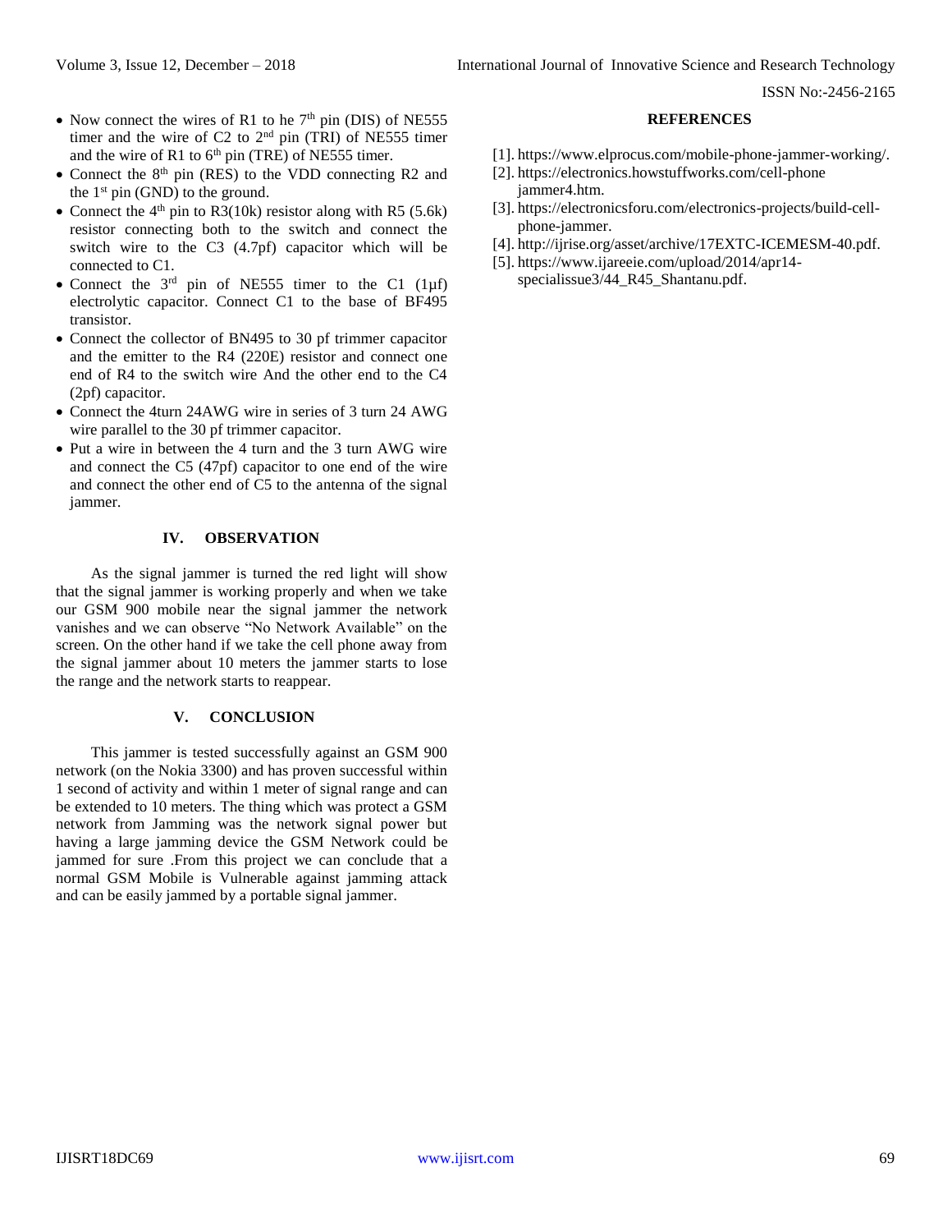- Now connect the wires of R1 to he 7th pin (DIS) of NE555 timer and the wire of C2 to 2nd pin (TRI) of NE555 timer and the wire of R1 to 6th pin (TRE) of NE555 timer.
- Connect the 8th pin (RES) to the VDD connecting R2 and the 1st pin (GND) to the ground.
- Connect the 4th pin to R3(10k) resistor along with R5 (5.6k) resistor connecting both to the switch and connect the switch wire to the C3 (4.7pf) capacitor which will be connected to C1.
- Connect the 3rd pin of NE555 timer to the C1 (1µf) electrolytic capacitor. Connect C1 to the base of BF495 transistor.
- Connect the collector of BN495 to 30 pf trimmer capacitor and the emitter to the R4 (220E) resistor and connect one end of R4 to the switch wire And the other end to the C4 (2pf) capacitor.
- Connect the 4turn 24AWG wire in series of 3 turn 24 AWG wire parallel to the 30 pf trimmer capacitor.
- Put a wire in between the 4 turn and the 3 turn AWG wire and connect the C5 (47pf) capacitor to one end of the wire and connect the other end of C5 to the antenna of the signal jammer.

## IV. OBSERVATION

As the signal jammer is turned the red light will show that the signal jammer is working properly and when we take our GSM 900 mobile near the signal jammer the network vanishes and we can observe "No Network Available" on the screen. On the other hand if we take the cell phone away from the signal jammer about 10 meters the jammer starts to lose the range and the network starts to reappear.

## V. CONCLUSION

This jammer is tested successfully against an GSM 900 network (on the Nokia 3300) and has proven successful within 1 second of activity and within 1 meter of signal range and can be extended to 10 meters. The thing which was protect a GSM network from Jamming was the network signal power but having a large jamming device the GSM Network could be jammed for sure .From this project we can conclude that a normal GSM Mobile is Vulnerable against jamming attack and can be easily jammed by a portable signal jammer.

## REFERENCES

[1]. https://www.elprocus.com/mobile-phone-jammer-working/.

[2]. https://electronics.howstuffworks.com/cell-phone jammer4.htm.

[3]. https://electronicsforu.com/electronics-projects/build-cell-phone-jammer.

[4]. http://ijrise.org/asset/archive/17EXTC-ICEMESM-40.pdf.

[5]. https://www.ijareeie.com/upload/2014/apr14-specialissue3/44_R45_Shantanu.pdf.